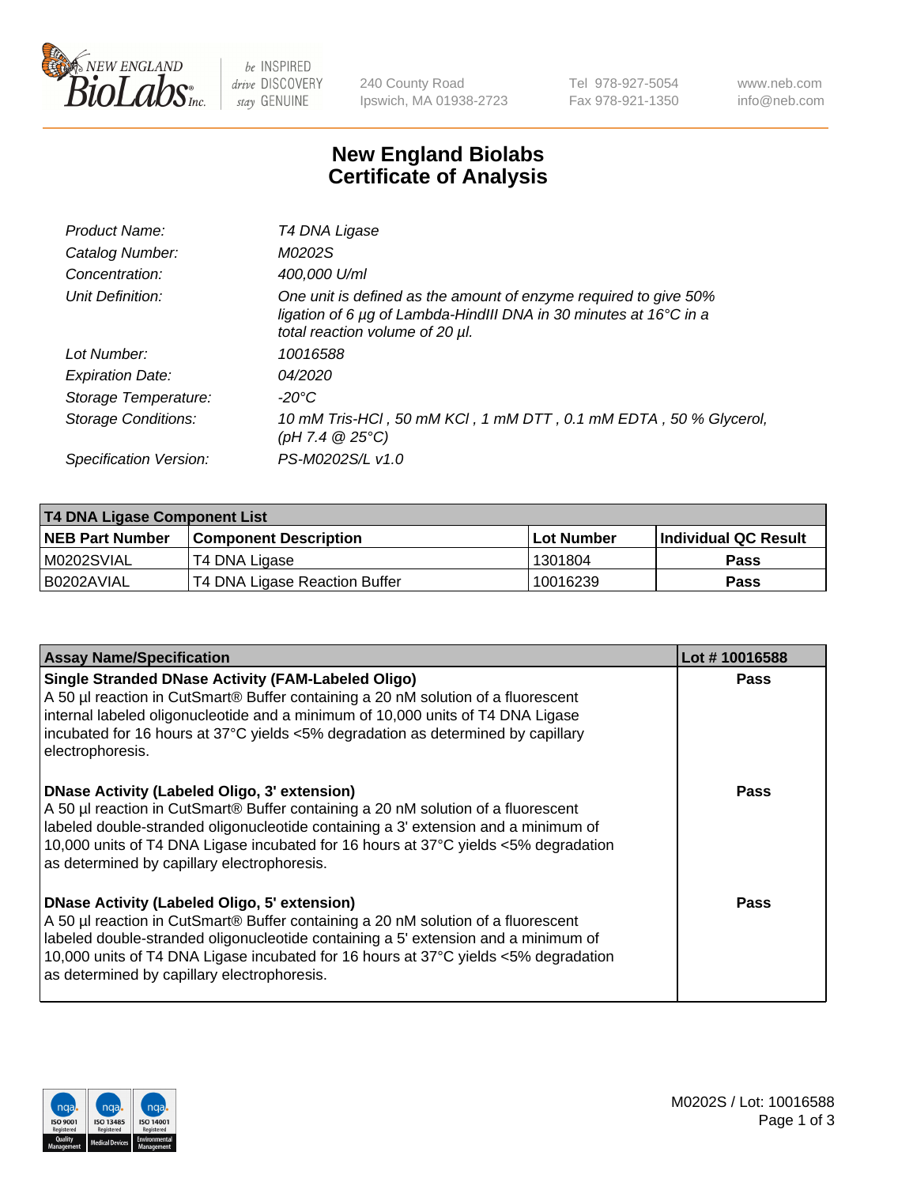# New England Biolabs Certificate of Analysis

| | |
|---|---|
| Product Name: | *T4 DNA Ligase* |
| Catalog Number: | *M0202S* |
| Concentration: | *400,000 U/ml* |
| Unit Definition: | *One unit is defined as the amount of enzyme required to give 50% ligation of 6 µg of Lambda-HindIII DNA in 30 minutes at 16°C in a total reaction volume of 20 µl.* |
| Lot Number: | *10016588* |
| Expiration Date: | *04/2020* |
| Storage Temperature: | *-20°C* |
| Storage Conditions: | *10 mM Tris-HCl , 50 mM KCl , 1 mM DTT , 0.1 mM EDTA , 50 % Glycerol, (pH 7.4 @ 25°C)* |
| Specification Version: | *PS-M0202S/L v1.0* |

| T4 DNA Ligase Component List | | | |
|---|---|---|---|
| **NEB Part Number** | **Component Description** | **Lot Number** | **Individual QC Result** |
| M0202SVIAL | T4 DNA Ligase | 1301804 | **Pass** |
| B0202AVIAL | T4 DNA Ligase Reaction Buffer | 10016239 | **Pass** |

| Assay Name/Specification | Lot # 10016588 |
|---|---|
| **Single Stranded DNase Activity (FAM-Labeled Oligo)** A 50 µl reaction in CutSmart® Buffer containing a 20 nM solution of a fluorescent internal labeled oligonucleotide and a minimum of 10,000 units of T4 DNA Ligase incubated for 16 hours at 37°C yields <5% degradation as determined by capillary electrophoresis. | **Pass** |
| **DNase Activity (Labeled Oligo, 3' extension)** A 50 µl reaction in CutSmart® Buffer containing a 20 nM solution of a fluorescent labeled double-stranded oligonucleotide containing a 3' extension and a minimum of 10,000 units of T4 DNA Ligase incubated for 16 hours at 37°C yields <5% degradation as determined by capillary electrophoresis. | **Pass** |
| **DNase Activity (Labeled Oligo, 5' extension)** A 50 µl reaction in CutSmart® Buffer containing a 20 nM solution of a fluorescent labeled double-stranded oligonucleotide containing a 5' extension and a minimum of 10,000 units of T4 DNA Ligase incubated for 16 hours at 37°C yields <5% degradation as determined by capillary electrophoresis. | **Pass** |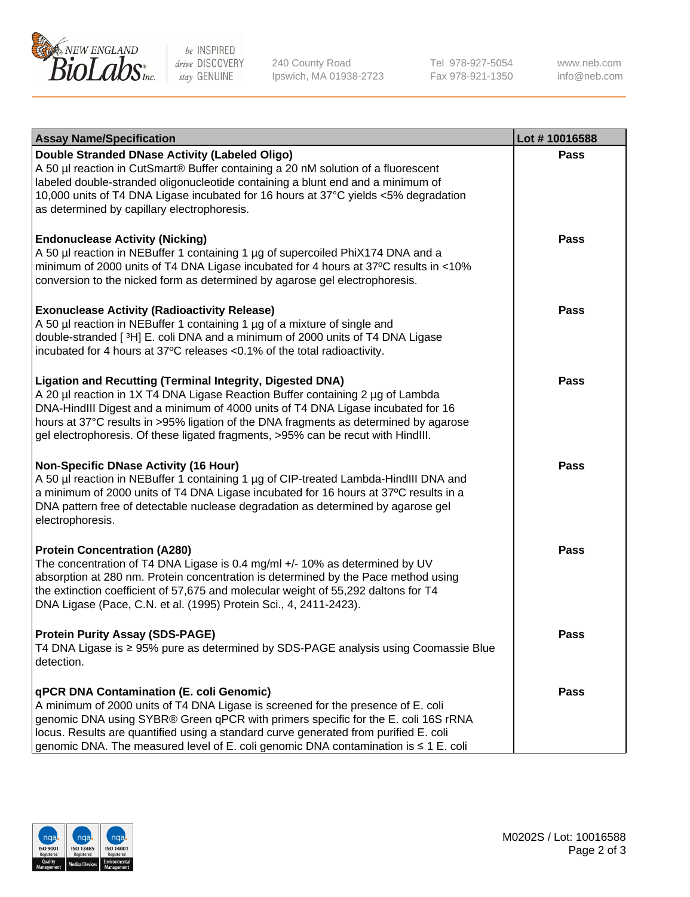| Assay Name/Specification | Lot # 10016588 |
| --- | --- |
| **Double Stranded DNase Activity (Labeled Oligo)**<br>A 50 µl reaction in CutSmart® Buffer containing a 20 nM solution of a fluorescent labeled double-stranded oligonucleotide containing a blunt end and a minimum of 10,000 units of T4 DNA Ligase incubated for 16 hours at 37°C yields <5% degradation as determined by capillary electrophoresis. | **Pass** |
| **Endonuclease Activity (Nicking)**<br>A 50 µl reaction in NEBuffer 1 containing 1 µg of supercoiled PhiX174 DNA and a minimum of 2000 units of T4 DNA Ligase incubated for 4 hours at 37ºC results in <10% conversion to the nicked form as determined by agarose gel electrophoresis. | **Pass** |
| **Exonuclease Activity (Radioactivity Release)**<br>A 50 µl reaction in NEBuffer 1 containing 1 µg of a mixture of single and double-stranded [ $^{3}$H] E. coli DNA and a minimum of 2000 units of T4 DNA Ligase incubated for 4 hours at 37ºC releases <0.1% of the total radioactivity. | **Pass** |
| **Ligation and Recutting (Terminal Integrity, Digested DNA)**<br>A 20 µl reaction in 1X T4 DNA Ligase Reaction Buffer containing 2 µg of Lambda DNA-HindIII Digest and a minimum of 4000 units of T4 DNA Ligase incubated for 16 hours at 37°C results in >95% ligation of the DNA fragments as determined by agarose gel electrophoresis. Of these ligated fragments, >95% can be recut with HindIII. | **Pass** |
| **Non-Specific DNase Activity (16 Hour)**<br>A 50 µl reaction in NEBuffer 1 containing 1 µg of CIP-treated Lambda-HindIII DNA and a minimum of 2000 units of T4 DNA Ligase incubated for 16 hours at 37ºC results in a DNA pattern free of detectable nuclease degradation as determined by agarose gel electrophoresis. | **Pass** |
| **Protein Concentration (A280)**<br>The concentration of T4 DNA Ligase is 0.4 mg/ml +/- 10% as determined by UV absorption at 280 nm. Protein concentration is determined by the Pace method using the extinction coefficient of 57,675 and molecular weight of 55,292 daltons for T4 DNA Ligase (Pace, C.N. et al. (1995) Protein Sci., 4, 2411-2423). | **Pass** |
| **Protein Purity Assay (SDS-PAGE)**<br>T4 DNA Ligase is ≥ 95% pure as determined by SDS-PAGE analysis using Coomassie Blue detection. | **Pass** |
| **qPCR DNA Contamination (E. coli Genomic)**<br>A minimum of 2000 units of T4 DNA Ligase is screened for the presence of E. coli genomic DNA using SYBR® Green qPCR with primers specific for the E. coli 16S rRNA locus. Results are quantified using a standard curve generated from purified E. coli genomic DNA. The measured level of E. coli genomic DNA contamination is ≤ 1 E. coli | **Pass** |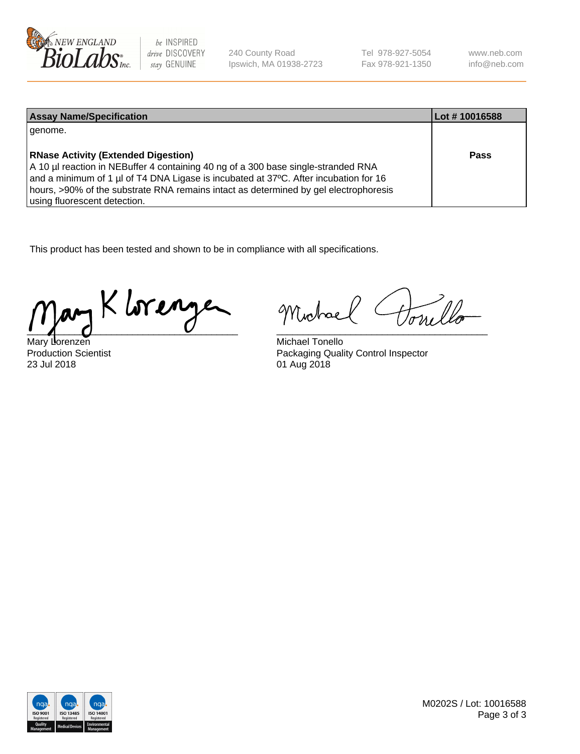| Assay Name/Specification | Lot # 10016588 |
| --- | --- |
| genome. | |
| **RNase Activity (Extended Digestion)**<br>A 10 µl reaction in NEBuffer 4 containing 40 ng of a 300 base single-stranded RNA and a minimum of 1 µl of T4 DNA Ligase is incubated at 37ºC. After incubation for 16 hours, >90% of the substrate RNA remains intact as determined by gel electrophoresis using fluorescent detection. | **Pass** |

This product has been tested and shown to be in compliance with all specifications.

Mary Lorenzen
Production Scientist
23 Jul 2018

Michael Tonello
Packaging Quality Control Inspector
01 Aug 2018

M0202S / Lot: 10016588